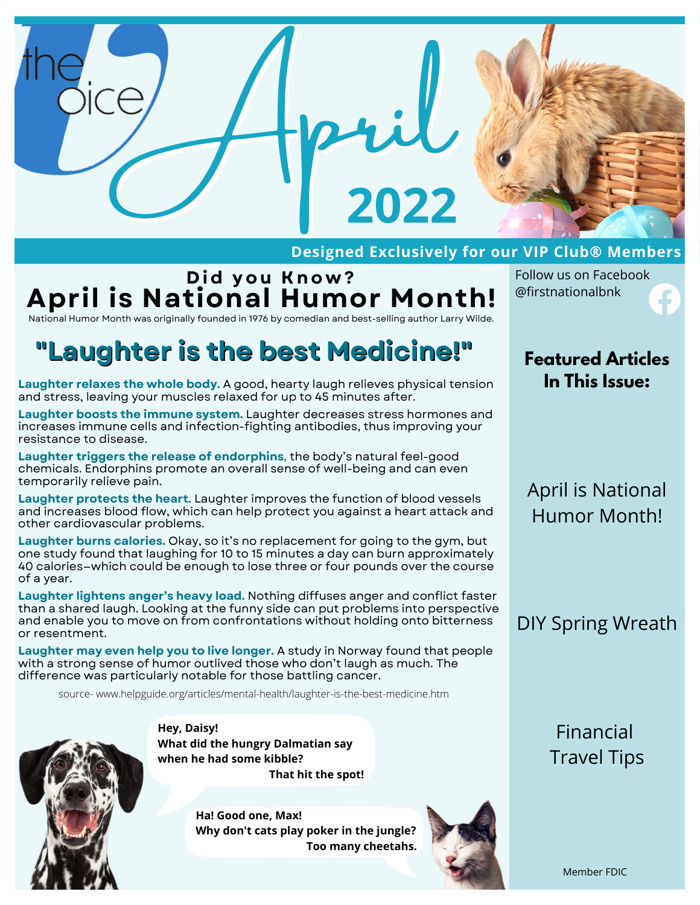# the Voice April 2022

**Designed Exclusively for our VIP Club® Members**

### Did you Know?

# April is National Humor Month!

National Humor Month was originally founded in 1976 by comedian and best-selling author Larry Wilde.

## "Laughter is the best Medicine!"

**Laughter relaxes the whole body.** A good, hearty laugh relieves physical tension and stress, leaving your muscles relaxed for up to 45 minutes after.

**Laughter boosts the immune system.** Laughter decreases stress hormones and increases immune cells and infection-fighting antibodies, thus improving your resistance to disease.

**Laughter triggers the release of endorphins**, the body's natural feel-good chemicals. Endorphins promote an overall sense of well-being and can even temporarily relieve pain.

**Laughter protects the heart.** Laughter improves the function of blood vessels and increases blood flow, which can help protect you against a heart attack and other cardiovascular problems.

**Laughter burns calories.** Okay, so it's no replacement for going to the gym, but one study found that laughing for 10 to 15 minutes a day can burn approximately 40 calories—which could be enough to lose three or four pounds over the course of a year.

**Laughter lightens anger's heavy load.** Nothing diffuses anger and conflict faster than a shared laugh. Looking at the funny side can put problems into perspective and enable you to move on from confrontations without holding onto bitterness or resentment.

**Laughter may even help you to live longer.** A study in Norway found that people with a strong sense of humor outlived those who don't laugh as much. The difference was particularly notable for those battling cancer.

source- www.helpguide.org/articles/mental-health/laughter-is-the-best-medicine.htm

**Hey, Daisy!**
**What did the hungry Dalmatian say when he had some kibble?**
**That hit the spot!**

**Ha! Good one, Max!**
**Why don't cats play poker in the jungle?**
**Too many cheetahs.**

Follow us on Facebook @firstnationalbnk

## Featured Articles In This Issue:

- April is National Humor Month!
- DIY Spring Wreath
- Financial Travel Tips

Member FDIC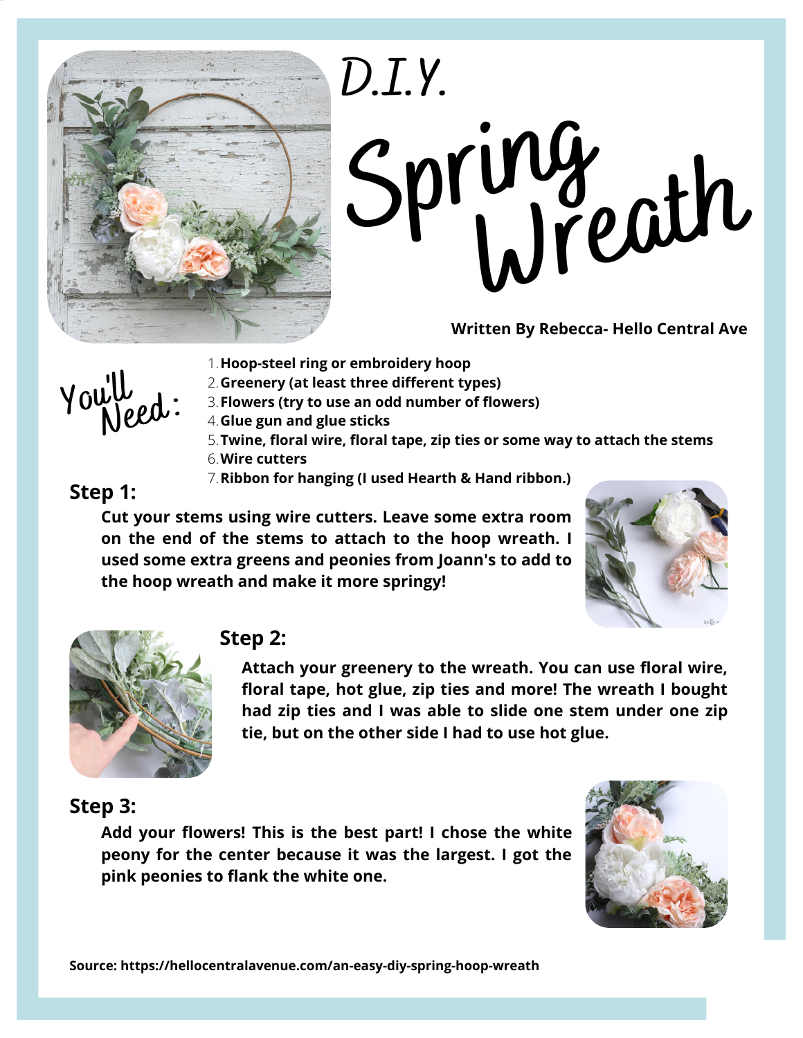# D.I.Y. Spring Wreath

**Written By Rebecca- Hello Central Ave**

## You'll Need:

1. **Hoop-steel ring or embroidery hoop**
2. **Greenery (at least three different types)**
3. **Flowers (try to use an odd number of flowers)**
4. **Glue gun and glue sticks**
5. **Twine, floral wire, floral tape, zip ties or some way to attach the stems**
6. **Wire cutters**
7. **Ribbon for hanging (I used Hearth & Hand ribbon.)**

### Step 1:

**Cut your stems using wire cutters. Leave some extra room on the end of the stems to attach to the hoop wreath. I used some extra greens and peonies from Joann's to add to the hoop wreath and make it more springy!**

### Step 2:

**Attach your greenery to the wreath. You can use floral wire, floral tape, hot glue, zip ties and more! The wreath I bought had zip ties and I was able to slide one stem under one zip tie, but on the other side I had to use hot glue.**

### Step 3:

**Add your flowers! This is the best part! I chose the white peony for the center because it was the largest. I got the pink peonies to flank the white one.**

**Source: https://hellocentralavenue.com/an-easy-diy-spring-hoop-wreath**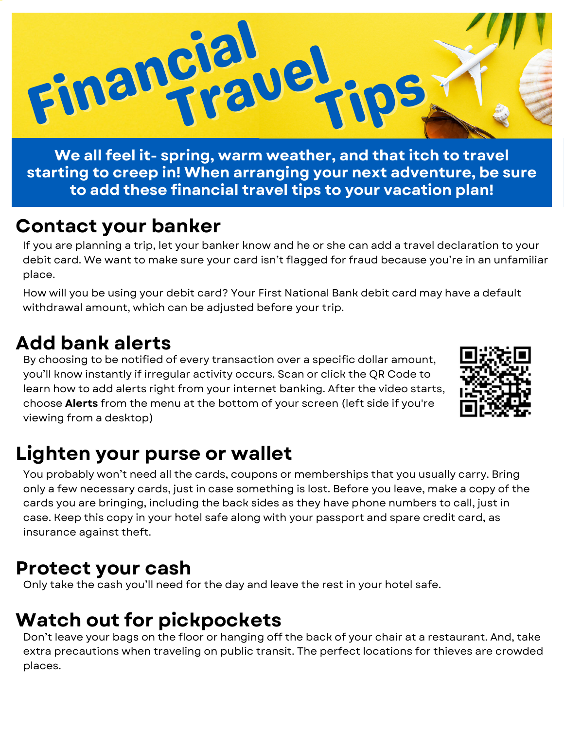# Financial Travel Tips

**We all feel it- spring, warm weather, and that itch to travel starting to creep in! When arranging your next adventure, be sure to add these financial travel tips to your vacation plan!**

## Contact your banker

If you are planning a trip, let your banker know and he or she can add a travel declaration to your debit card. We want to make sure your card isn't flagged for fraud because you're in an unfamiliar place.

How will you be using your debit card? Your First National Bank debit card may have a default withdrawal amount, which can be adjusted before your trip.

## Add bank alerts

By choosing to be notified of every transaction over a specific dollar amount, you'll know instantly if irregular activity occurs. Scan or click the QR Code to learn how to add alerts right from your internet banking. After the video starts, choose **Alerts** from the menu at the bottom of your screen (left side if you're viewing from a desktop)

## Lighten your purse or wallet

You probably won't need all the cards, coupons or memberships that you usually carry. Bring only a few necessary cards, just in case something is lost. Before you leave, make a copy of the cards you are bringing, including the back sides as they have phone numbers to call, just in case. Keep this copy in your hotel safe along with your passport and spare credit card, as insurance against theft.

## Protect your cash

Only take the cash you'll need for the day and leave the rest in your hotel safe.

## Watch out for pickpockets

Don't leave your bags on the floor or hanging off the back of your chair at a restaurant. And, take extra precautions when traveling on public transit. The perfect locations for thieves are crowded places.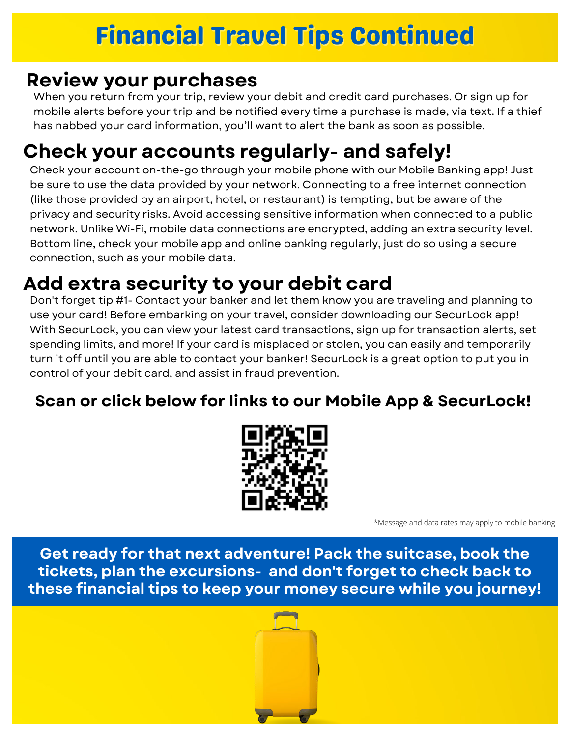# Financial Travel Tips Continued

## Review your purchases

When you return from your trip, review your debit and credit card purchases. Or sign up for mobile alerts before your trip and be notified every time a purchase is made, via text. If a thief has nabbed your card information, you'll want to alert the bank as soon as possible.

## Check your accounts regularly- and safely!

Check your account on-the-go through your mobile phone with our Mobile Banking app! Just be sure to use the data provided by your network. Connecting to a free internet connection (like those provided by an airport, hotel, or restaurant) is tempting, but be aware of the privacy and security risks. Avoid accessing sensitive information when connected to a public network. Unlike Wi-Fi, mobile data connections are encrypted, adding an extra security level. Bottom line, check your mobile app and online banking regularly, just do so using a secure connection, such as your mobile data.

## Add extra security to your debit card

Don't forget tip #1- Contact your banker and let them know you are traveling and planning to use your card! Before embarking on your travel, consider downloading our SecurLock app! With SecurLock, you can view your latest card transactions, sign up for transaction alerts, set spending limits, and more! If your card is misplaced or stolen, you can easily and temporarily turn it off until you are able to contact your banker! SecurLock is a great option to put you in control of your debit card, and assist in fraud prevention.

**Scan or click below for links to our Mobile App & SecurLock!**

*Message and data rates may apply to mobile banking

**Get ready for that next adventure! Pack the suitcase, book the tickets, plan the excursions- and don't forget to check back to these financial tips to keep your money secure while you journey!**